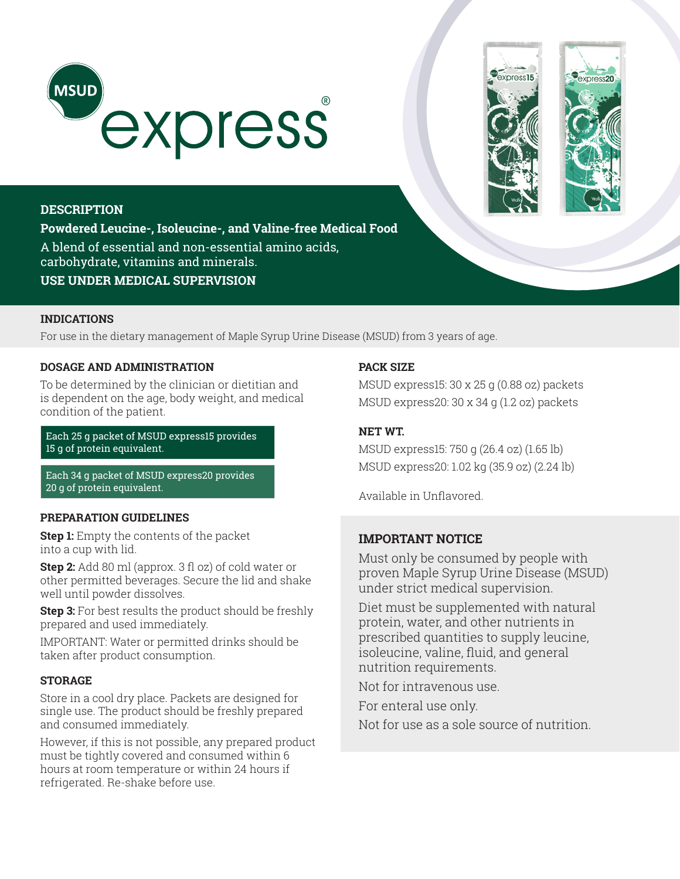# MSUD express®

## DESCRIPTION

**Powdered Leucine-, Isoleucine-, and Valine-free Medical Food**

A blend of essential and non-essential amino acids, carbohydrate, vitamins and minerals.

**USE UNDER MEDICAL SUPERVISION**

## INDICATIONS

For use in the dietary management of Maple Syrup Urine Disease (MSUD) from 3 years of age.

## DOSAGE AND ADMINISTRATION

To be determined by the clinician or dietitian and is dependent on the age, body weight, and medical condition of the patient.

Each 25 g packet of MSUD express15 provides 15 g of protein equivalent.

Each 34 g packet of MSUD express20 provides 20 g of protein equivalent.

## PREPARATION GUIDELINES

**Step 1:** Empty the contents of the packet into a cup with lid.

**Step 2:** Add 80 ml (approx. 3 fl oz) of cold water or other permitted beverages. Secure the lid and shake well until powder dissolves.

**Step 3:** For best results the product should be freshly prepared and used immediately.

IMPORTANT: Water or permitted drinks should be taken after product consumption.

## STORAGE

Store in a cool dry place. Packets are designed for single use. The product should be freshly prepared and consumed immediately.

However, if this is not possible, any prepared product must be tightly covered and consumed within 6 hours at room temperature or within 24 hours if refrigerated. Re-shake before use.

## PACK SIZE

MSUD express15: 30 x 25 g (0.88 oz) packets

MSUD express20: 30 x 34 g (1.2 oz) packets

## NET WT.

MSUD express15: 750 g (26.4 oz) (1.65 lb)

MSUD express20: 1.02 kg (35.9 oz) (2.24 lb)

Available in Unflavored.

## IMPORTANT NOTICE

Must only be consumed by people with proven Maple Syrup Urine Disease (MSUD) under strict medical supervision.

Diet must be supplemented with natural protein, water, and other nutrients in prescribed quantities to supply leucine, isoleucine, valine, fluid, and general nutrition requirements.

Not for intravenous use.

For enteral use only.

Not for use as a sole source of nutrition.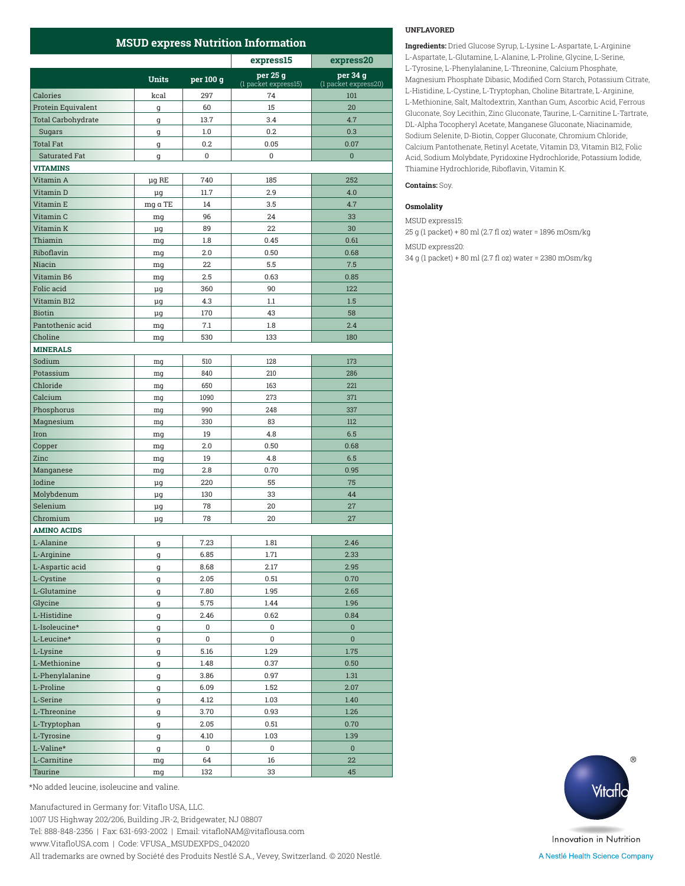## MSUD express Nutrition Information

| | Units | per 100 g | express15<br>per 25 g<br>(1 packet express15) | express20<br>per 34 g<br>(1 packet express20) |
|---|---|---|---|---|
| Calories | kcal | 297 | 74 | 101 |
| Protein Equivalent | g | 60 | 15 | 20 |
| Total Carbohydrate | g | 13.7 | 3.4 | 4.7 |
| Sugars | g | 1.0 | 0.2 | 0.3 |
| Total Fat | g | 0.2 | 0.05 | 0.07 |
| Saturated Fat | g | 0 | 0 | 0 |
| **VITAMINS** | | | | |
| Vitamin A | µg RE | 740 | 185 | 252 |
| Vitamin D | µg | 11.7 | 2.9 | 4.0 |
| Vitamin E | mg α TE | 14 | 3.5 | 4.7 |
| Vitamin C | mg | 96 | 24 | 33 |
| Vitamin K | µg | 89 | 22 | 30 |
| Thiamin | mg | 1.8 | 0.45 | 0.61 |
| Riboflavin | mg | 2.0 | 0.50 | 0.68 |
| Niacin | mg | 22 | 5.5 | 7.5 |
| Vitamin B6 | mg | 2.5 | 0.63 | 0.85 |
| Folic acid | µg | 360 | 90 | 122 |
| Vitamin B12 | µg | 4.3 | 1.1 | 1.5 |
| Biotin | µg | 170 | 43 | 58 |
| Pantothenic acid | mg | 7.1 | 1.8 | 2.4 |
| Choline | mg | 530 | 133 | 180 |
| **MINERALS** | | | | |
| Sodium | mg | 510 | 128 | 173 |
| Potassium | mg | 840 | 210 | 286 |
| Chloride | mg | 650 | 163 | 221 |
| Calcium | mg | 1090 | 273 | 371 |
| Phosphorus | mg | 990 | 248 | 337 |
| Magnesium | mg | 330 | 83 | 112 |
| Iron | mg | 19 | 4.8 | 6.5 |
| Copper | mg | 2.0 | 0.50 | 0.68 |
| Zinc | mg | 19 | 4.8 | 6.5 |
| Manganese | mg | 2.8 | 0.70 | 0.95 |
| Iodine | µg | 220 | 55 | 75 |
| Molybdenum | µg | 130 | 33 | 44 |
| Selenium | µg | 78 | 20 | 27 |
| Chromium | µg | 78 | 20 | 27 |
| **AMINO ACIDS** | | | | |
| L-Alanine | g | 7.23 | 1.81 | 2.46 |
| L-Arginine | g | 6.85 | 1.71 | 2.33 |
| L-Aspartic acid | g | 8.68 | 2.17 | 2.95 |
| L-Cystine | g | 2.05 | 0.51 | 0.70 |
| L-Glutamine | g | 7.80 | 1.95 | 2.65 |
| Glycine | g | 5.75 | 1.44 | 1.96 |
| L-Histidine | g | 2.46 | 0.62 | 0.84 |
| L-Isoleucine* | g | 0 | 0 | 0 |
| L-Leucine* | g | 0 | 0 | 0 |
| L-Lysine | g | 5.16 | 1.29 | 1.75 |
| L-Methionine | g | 1.48 | 0.37 | 0.50 |
| L-Phenylalanine | g | 3.86 | 0.97 | 1.31 |
| L-Proline | g | 6.09 | 1.52 | 2.07 |
| L-Serine | g | 4.12 | 1.03 | 1.40 |
| L-Threonine | g | 3.70 | 0.93 | 1.26 |
| L-Tryptophan | g | 2.05 | 0.51 | 0.70 |
| L-Tyrosine | g | 4.10 | 1.03 | 1.39 |
| L-Valine* | g | 0 | 0 | 0 |
| L-Carnitine | mg | 64 | 16 | 22 |
| Taurine | mg | 132 | 33 | 45 |

*No added leucine, isoleucine and valine.

**UNFLAVORED**

**Ingredients:** Dried Glucose Syrup, L-Lysine L-Aspartate, L-Arginine L-Aspartate, L-Glutamine, L-Alanine, L-Proline, Glycine, L-Serine, L-Tyrosine, L-Phenylalanine, L-Threonine, Calcium Phosphate, Magnesium Phosphate Dibasic, Modified Corn Starch, Potassium Citrate, L-Histidine, L-Cystine, L-Tryptophan, Choline Bitartrate, L-Arginine, L-Methionine, Salt, Maltodextrin, Xanthan Gum, Ascorbic Acid, Ferrous Gluconate, Soy Lecithin, Zinc Gluconate, Taurine, L-Carnitine L-Tartrate, DL-Alpha Tocopheryl Acetate, Manganese Gluconate, Niacinamide, Sodium Selenite, D-Biotin, Copper Gluconate, Chromium Chloride, Calcium Pantothenate, Retinyl Acetate, Vitamin D3, Vitamin B12, Folic Acid, Sodium Molybdate, Pyridoxine Hydrochloride, Potassium Iodide, Thiamine Hydrochloride, Riboflavin, Vitamin K.

**Contains:** Soy.

**Osmolality**

MSUD express15:
25 g (1 packet) + 80 ml (2.7 fl oz) water = 1896 mOsm/kg

MSUD express20:
34 g (1 packet) + 80 ml (2.7 fl oz) water = 2380 mOsm/kg

Manufactured in Germany for: Vitaflo USA, LLC.
1007 US Highway 202/206, Building JR-2, Bridgewater, NJ 08807
Tel: 888-848-2356 | Fax: 631-693-2002 | Email: vitafloNAM@vitaflousa.com
www.VitafloUSA.com | Code: VFUSA_MSUDEXPDS_042020
All trademarks are owned by Société des Produits Nestlé S.A., Vevey, Switzerland. © 2020 Nestlé.

Vitaflo®
Innovation in Nutrition
A Nestlé Health Science Company